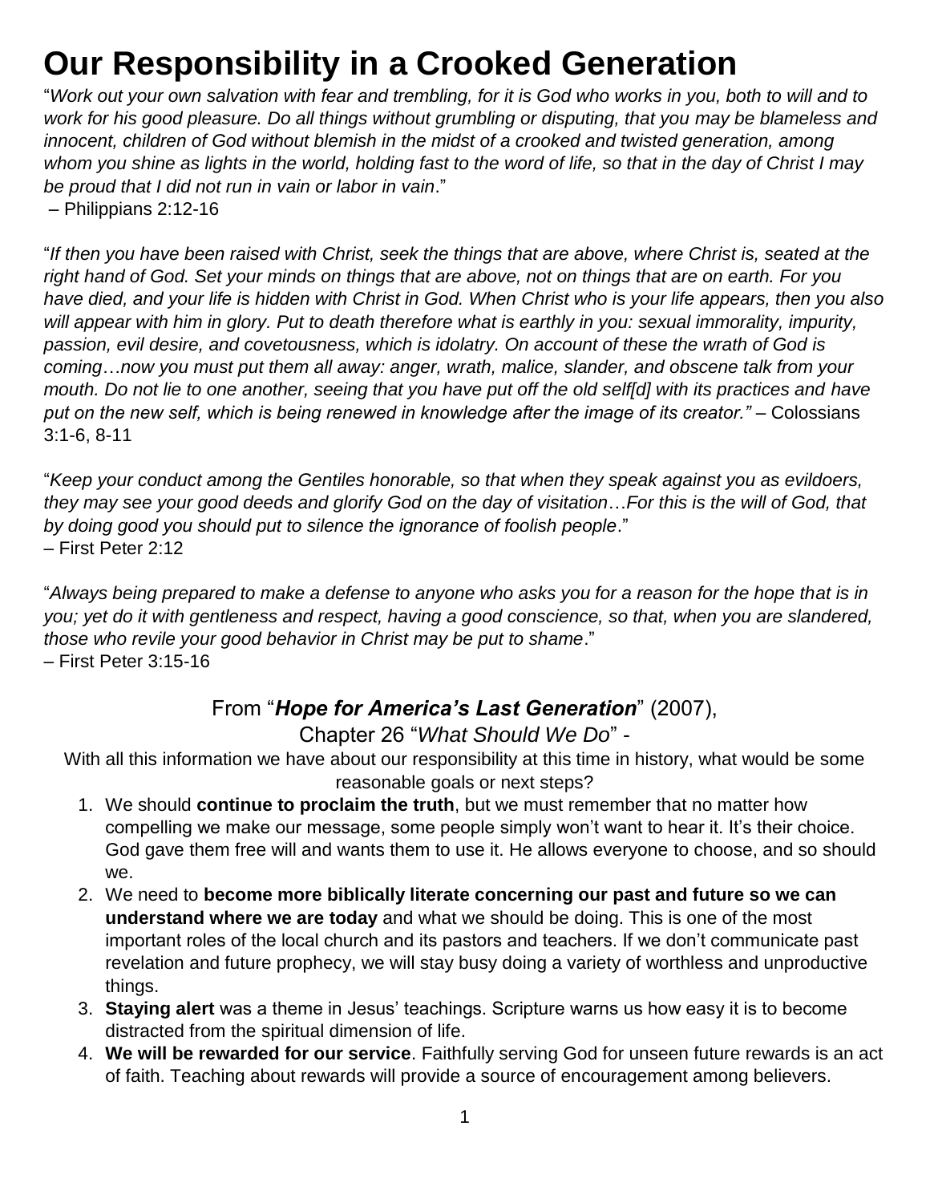# Our Responsibility in a Crooked Generation

"*Work out your own salvation with fear and trembling, for it is God who works in you, both to will and to work for his good pleasure. Do all things without grumbling or disputing, that you may be blameless and innocent, children of God without blemish in the midst of a crooked and twisted generation, among whom you shine as lights in the world, holding fast to the word of life, so that in the day of Christ I may be proud that I did not run in vain or labor in vain*."
– Philippians 2:12-16

"*If then you have been raised with Christ, seek the things that are above, where Christ is, seated at the right hand of God. Set your minds on things that are above, not on things that are on earth. For you have died, and your life is hidden with Christ in God. When Christ who is your life appears, then you also will appear with him in glory. Put to death therefore what is earthly in you: sexual immorality, impurity, passion, evil desire, and covetousness, which is idolatry. On account of these the wrath of God is coming…now you must put them all away: anger, wrath, malice, slander, and obscene talk from your mouth. Do not lie to one another, seeing that you have put off the old self[d] with its practices and have put on the new self, which is being renewed in knowledge after the image of its creator."* – Colossians 3:1-6, 8-11

"*Keep your conduct among the Gentiles honorable, so that when they speak against you as evildoers, they may see your good deeds and glorify God on the day of visitation…For this is the will of God, that by doing good you should put to silence the ignorance of foolish people*."
– First Peter 2:12

"*Always being prepared to make a defense to anyone who asks you for a reason for the hope that is in you; yet do it with gentleness and respect, having a good conscience, so that, when you are slandered, those who revile your good behavior in Christ may be put to shame*."
– First Peter 3:15-16

## From "***Hope for America's Last Generation***" (2007), Chapter 26 "*What Should We Do*" -

With all this information we have about our responsibility at this time in history, what would be some reasonable goals or next steps?

1. We should **continue to proclaim the truth**, but we must remember that no matter how compelling we make our message, some people simply won't want to hear it. It's their choice. God gave them free will and wants them to use it. He allows everyone to choose, and so should we.
2. We need to **become more biblically literate concerning our past and future so we can understand where we are today** and what we should be doing. This is one of the most important roles of the local church and its pastors and teachers. If we don't communicate past revelation and future prophecy, we will stay busy doing a variety of worthless and unproductive things.
3. **Staying alert** was a theme in Jesus' teachings. Scripture warns us how easy it is to become distracted from the spiritual dimension of life.
4. **We will be rewarded for our service**. Faithfully serving God for unseen future rewards is an act of faith. Teaching about rewards will provide a source of encouragement among believers.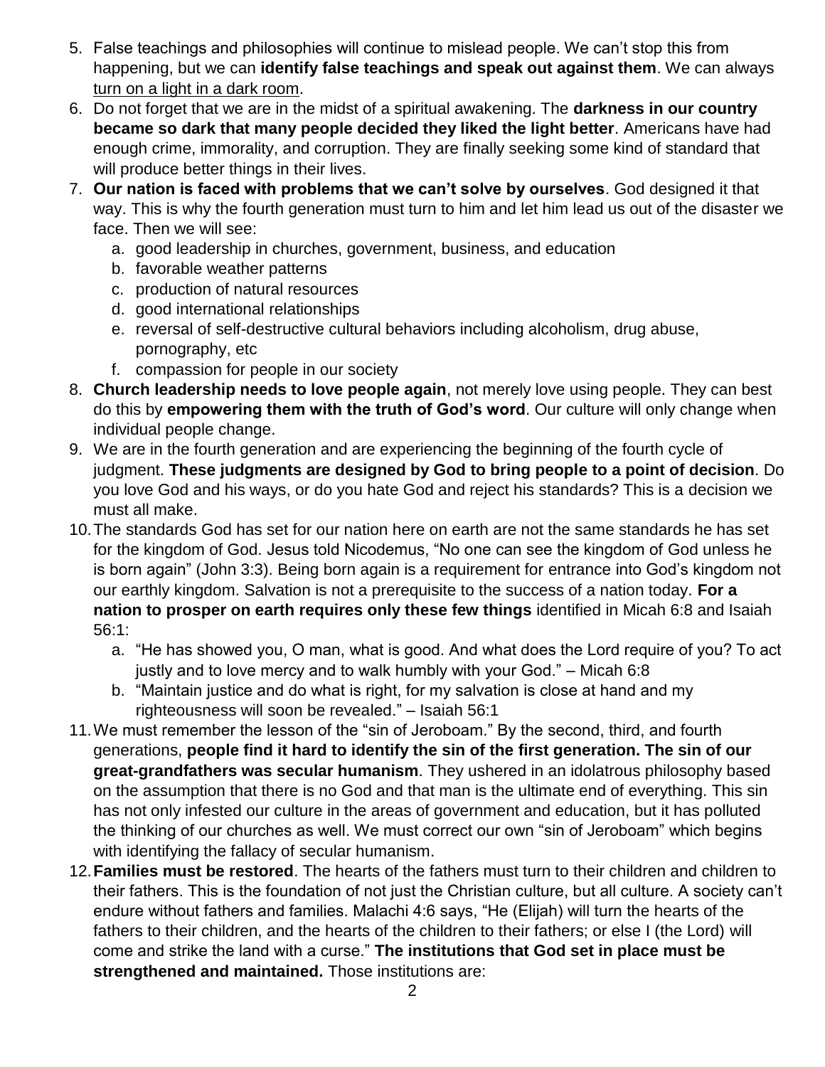5. False teachings and philosophies will continue to mislead people. We can't stop this from happening, but we can **identify false teachings and speak out against them**. We can always <u>turn on a light in a dark room</u>.
6. Do not forget that we are in the midst of a spiritual awakening. The **darkness in our country became so dark that many people decided they liked the light better**. Americans have had enough crime, immorality, and corruption. They are finally seeking some kind of standard that will produce better things in their lives.
7. **Our nation is faced with problems that we can't solve by ourselves**. God designed it that way. This is why the fourth generation must turn to him and let him lead us out of the disaster we face. Then we will see:
   a. good leadership in churches, government, business, and education
   b. favorable weather patterns
   c. production of natural resources
   d. good international relationships
   e. reversal of self-destructive cultural behaviors including alcoholism, drug abuse, pornography, etc
   f. compassion for people in our society
8. **Church leadership needs to love people again**, not merely love using people. They can best do this by **empowering them with the truth of God's word**. Our culture will only change when individual people change.
9. We are in the fourth generation and are experiencing the beginning of the fourth cycle of judgment. **These judgments are designed by God to bring people to a point of decision**. Do you love God and his ways, or do you hate God and reject his standards? This is a decision we must all make.
10. The standards God has set for our nation here on earth are not the same standards he has set for the kingdom of God. Jesus told Nicodemus, "No one can see the kingdom of God unless he is born again" (John 3:3). Being born again is a requirement for entrance into God's kingdom not our earthly kingdom. Salvation is not a prerequisite to the success of a nation today. **For a nation to prosper on earth requires only these few things** identified in Micah 6:8 and Isaiah 56:1:
    a. "He has showed you, O man, what is good. And what does the Lord require of you? To act justly and to love mercy and to walk humbly with your God." – Micah 6:8
    b. "Maintain justice and do what is right, for my salvation is close at hand and my righteousness will soon be revealed." – Isaiah 56:1
11. We must remember the lesson of the "sin of Jeroboam." By the second, third, and fourth generations, **people find it hard to identify the sin of the first generation. The sin of our great-grandfathers was secular humanism**. They ushered in an idolatrous philosophy based on the assumption that there is no God and that man is the ultimate end of everything. This sin has not only infested our culture in the areas of government and education, but it has polluted the thinking of our churches as well. We must correct our own "sin of Jeroboam" which begins with identifying the fallacy of secular humanism.
12. **Families must be restored**. The hearts of the fathers must turn to their children and children to their fathers. This is the foundation of not just the Christian culture, but all culture. A society can't endure without fathers and families. Malachi 4:6 says, "He (Elijah) will turn the hearts of the fathers to their children, and the hearts of the children to their fathers; or else I (the Lord) will come and strike the land with a curse." **The institutions that God set in place must be strengthened and maintained.** Those institutions are: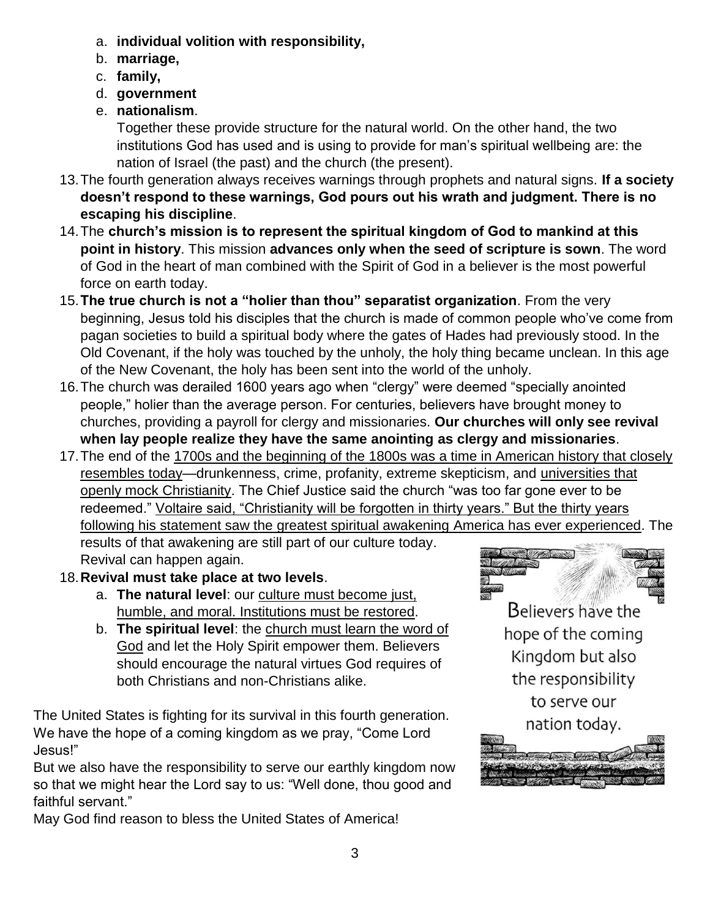a. **individual volition with responsibility,**
   b. **marriage,**
   c. **family,**
   d. **government**
   e. **nationalism**.

   Together these provide structure for the natural world. On the other hand, the two institutions God has used and is using to provide for man's spiritual wellbeing are: the nation of Israel (the past) and the church (the present).

13. The fourth generation always receives warnings through prophets and natural signs. **If a society doesn't respond to these warnings, God pours out his wrath and judgment. There is no escaping his discipline**.
14. The **church's mission is to represent the spiritual kingdom of God to mankind at this point in history**. This mission **advances only when the seed of scripture is sown**. The word of God in the heart of man combined with the Spirit of God in a believer is the most powerful force on earth today.
15. **The true church is not a "holier than thou" separatist organization**. From the very beginning, Jesus told his disciples that the church is made of common people who've come from pagan societies to build a spiritual body where the gates of Hades had previously stood. In the Old Covenant, if the holy was touched by the unholy, the holy thing became unclean. In this age of the New Covenant, the holy has been sent into the world of the unholy.
16. The church was derailed 1600 years ago when "clergy" were deemed "specially anointed people," holier than the average person. For centuries, believers have brought money to churches, providing a payroll for clergy and missionaries. **Our churches will only see revival when lay people realize they have the same anointing as clergy and missionaries**.
17. The end of the 1700s and the beginning of the 1800s was a time in American history that closely resembles today—drunkenness, crime, profanity, extreme skepticism, and universities that openly mock Christianity. The Chief Justice said the church "was too far gone ever to be redeemed." Voltaire said, "Christianity will be forgotten in thirty years." But the thirty years following his statement saw the greatest spiritual awakening America has ever experienced. The results of that awakening are still part of our culture today. Revival can happen again.
18. **Revival must take place at two levels**.
    a. **The natural level**: our culture must become just, humble, and moral. Institutions must be restored.
    b. **The spiritual level**: the church must learn the word of God and let the Holy Spirit empower them. Believers should encourage the natural virtues God requires of both Christians and non-Christians alike.

Believers have the hope of the coming Kingdom but also the responsibility to serve our nation today.

The United States is fighting for its survival in this fourth generation. We have the hope of a coming kingdom as we pray, "Come Lord Jesus!"

But we also have the responsibility to serve our earthly kingdom now so that we might hear the Lord say to us: "Well done, thou good and faithful servant."

May God find reason to bless the United States of America!